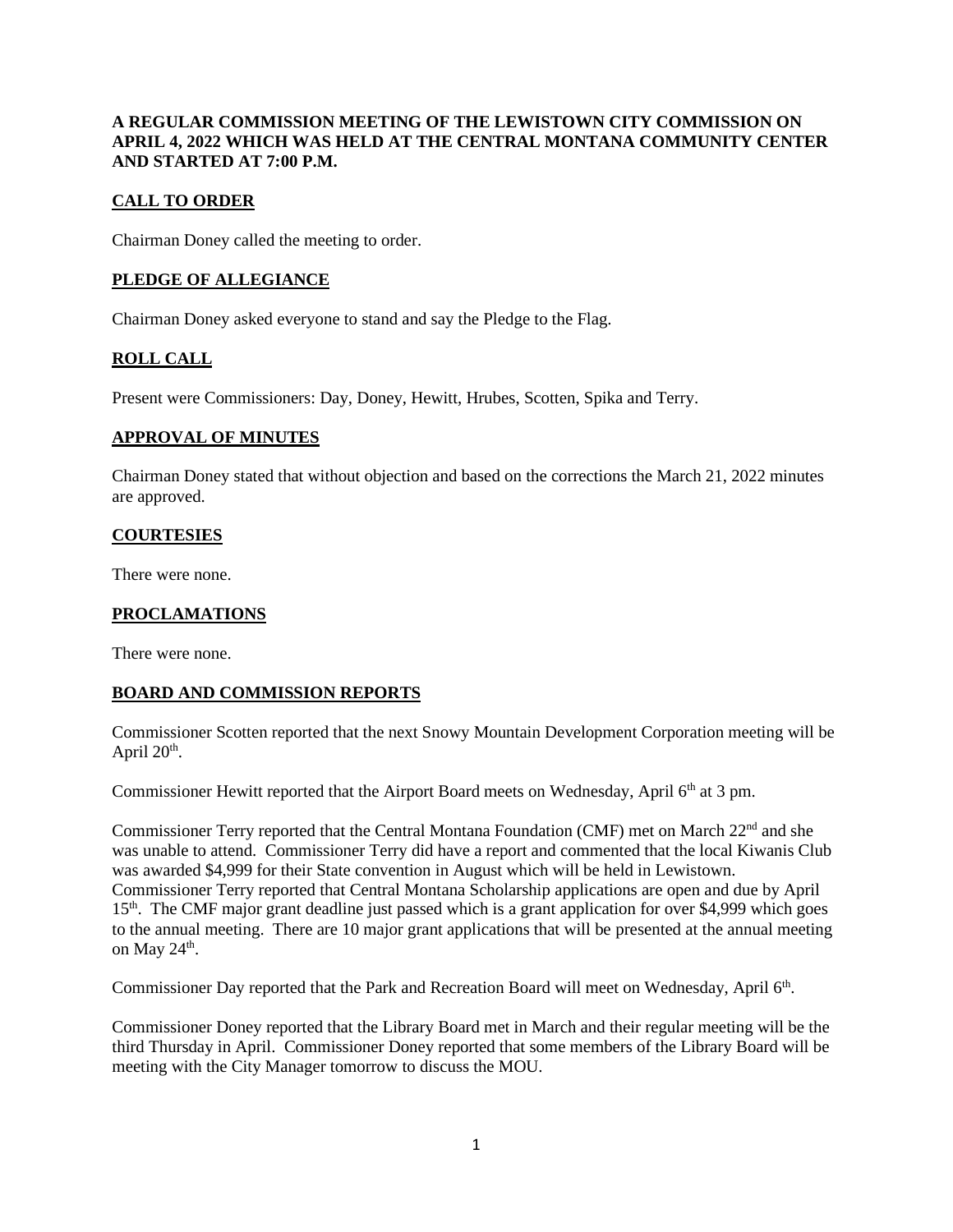**A REGULAR COMMISSION MEETING OF THE LEWISTOWN CITY COMMISSION ON APRIL 4, 2022 WHICH WAS HELD AT THE CENTRAL MONTANA COMMUNITY CENTER AND STARTED AT 7:00 P.M.**

## CALL TO ORDER

Chairman Doney called the meeting to order.

## PLEDGE OF ALLEGIANCE

Chairman Doney asked everyone to stand and say the Pledge to the Flag.

## ROLL CALL

Present were Commissioners: Day, Doney, Hewitt, Hrubes, Scotten, Spika and Terry.

## APPROVAL OF MINUTES

Chairman Doney stated that without objection and based on the corrections the March 21, 2022 minutes are approved.

## COURTESIES

There were none.

## PROCLAMATIONS

There were none.

## BOARD AND COMMISSION REPORTS

Commissioner Scotten reported that the next Snowy Mountain Development Corporation meeting will be April 20th.

Commissioner Hewitt reported that the Airport Board meets on Wednesday, April 6th at 3 pm.

Commissioner Terry reported that the Central Montana Foundation (CMF) met on March 22nd and she was unable to attend. Commissioner Terry did have a report and commented that the local Kiwanis Club was awarded $4,999 for their State convention in August which will be held in Lewistown. Commissioner Terry reported that Central Montana Scholarship applications are open and due by April 15th. The CMF major grant deadline just passed which is a grant application for over $4,999 which goes to the annual meeting. There are 10 major grant applications that will be presented at the annual meeting on May 24th.

Commissioner Day reported that the Park and Recreation Board will meet on Wednesday, April 6th.

Commissioner Doney reported that the Library Board met in March and their regular meeting will be the third Thursday in April. Commissioner Doney reported that some members of the Library Board will be meeting with the City Manager tomorrow to discuss the MOU.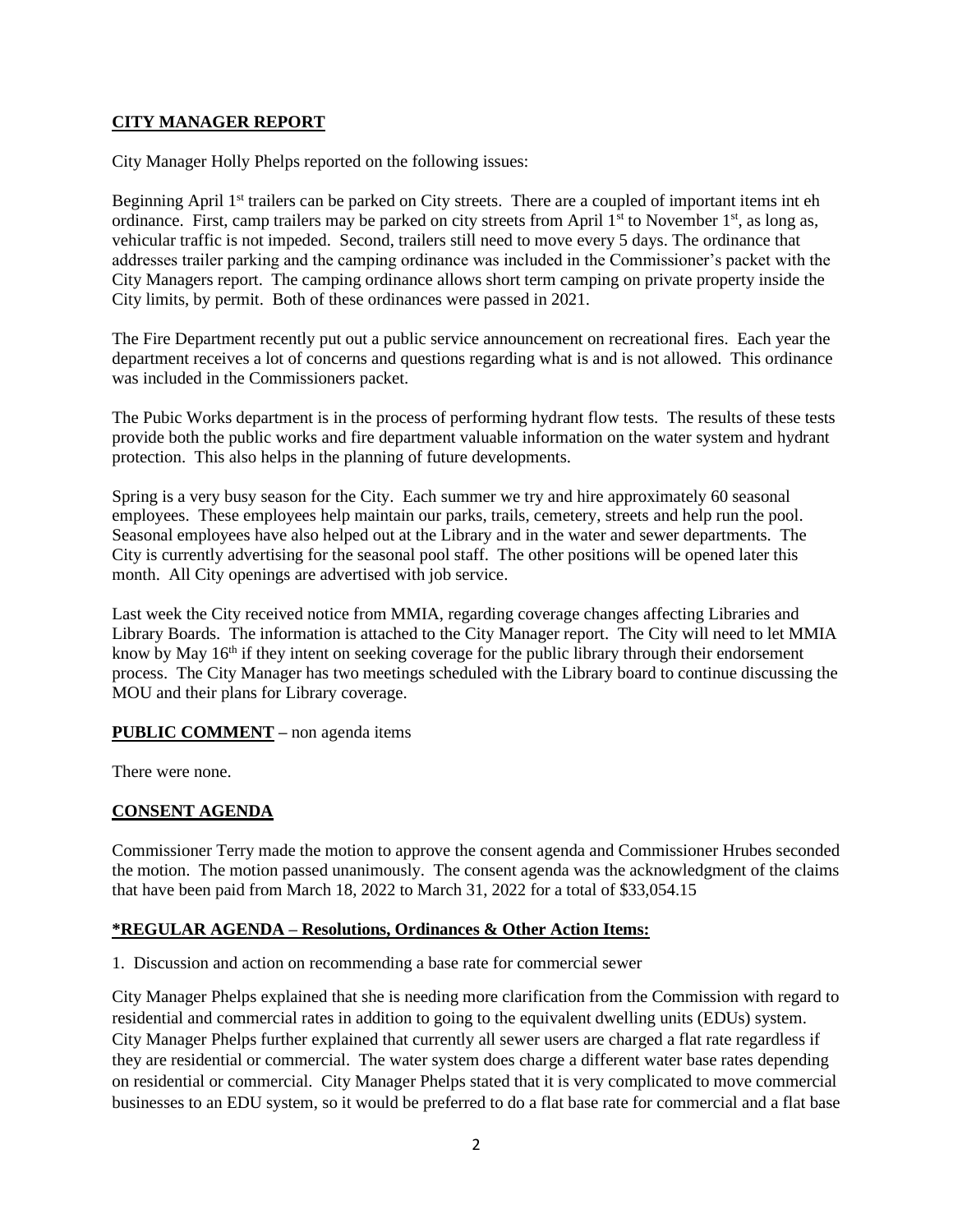## **CITY MANAGER REPORT**

City Manager Holly Phelps reported on the following issues:

Beginning April 1st trailers can be parked on City streets. There are a coupled of important items int eh ordinance. First, camp trailers may be parked on city streets from April 1st to November 1st, as long as, vehicular traffic is not impeded. Second, trailers still need to move every 5 days. The ordinance that addresses trailer parking and the camping ordinance was included in the Commissioner's packet with the City Managers report. The camping ordinance allows short term camping on private property inside the City limits, by permit. Both of these ordinances were passed in 2021.

The Fire Department recently put out a public service announcement on recreational fires. Each year the department receives a lot of concerns and questions regarding what is and is not allowed. This ordinance was included in the Commissioners packet.

The Pubic Works department is in the process of performing hydrant flow tests. The results of these tests provide both the public works and fire department valuable information on the water system and hydrant protection. This also helps in the planning of future developments.

Spring is a very busy season for the City. Each summer we try and hire approximately 60 seasonal employees. These employees help maintain our parks, trails, cemetery, streets and help run the pool. Seasonal employees have also helped out at the Library and in the water and sewer departments. The City is currently advertising for the seasonal pool staff. The other positions will be opened later this month. All City openings are advertised with job service.

Last week the City received notice from MMIA, regarding coverage changes affecting Libraries and Library Boards. The information is attached to the City Manager report. The City will need to let MMIA know by May 16th if they intent on seeking coverage for the public library through their endorsement process. The City Manager has two meetings scheduled with the Library board to continue discussing the MOU and their plans for Library coverage.

## **PUBLIC COMMENT** – non agenda items

There were none.

## **CONSENT AGENDA**

Commissioner Terry made the motion to approve the consent agenda and Commissioner Hrubes seconded the motion. The motion passed unanimously. The consent agenda was the acknowledgment of the claims that have been paid from March 18, 2022 to March 31, 2022 for a total of $33,054.15

## **\*REGULAR AGENDA – Resolutions, Ordinances & Other Action Items:**

1. Discussion and action on recommending a base rate for commercial sewer

City Manager Phelps explained that she is needing more clarification from the Commission with regard to residential and commercial rates in addition to going to the equivalent dwelling units (EDUs) system. City Manager Phelps further explained that currently all sewer users are charged a flat rate regardless if they are residential or commercial. The water system does charge a different water base rates depending on residential or commercial. City Manager Phelps stated that it is very complicated to move commercial businesses to an EDU system, so it would be preferred to do a flat base rate for commercial and a flat base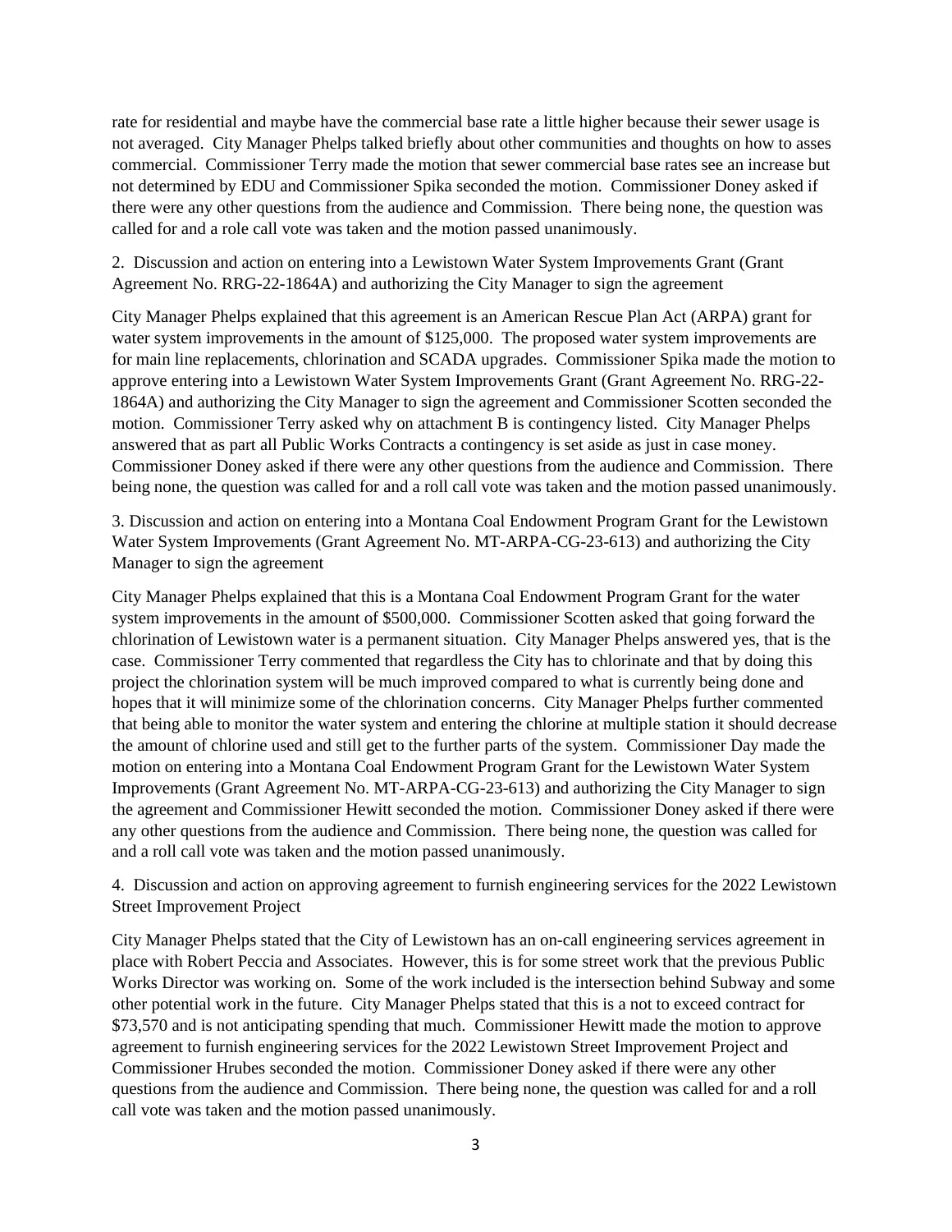rate for residential and maybe have the commercial base rate a little higher because their sewer usage is not averaged. City Manager Phelps talked briefly about other communities and thoughts on how to asses commercial. Commissioner Terry made the motion that sewer commercial base rates see an increase but not determined by EDU and Commissioner Spika seconded the motion. Commissioner Doney asked if there were any other questions from the audience and Commission. There being none, the question was called for and a role call vote was taken and the motion passed unanimously.

2. Discussion and action on entering into a Lewistown Water System Improvements Grant (Grant Agreement No. RRG-22-1864A) and authorizing the City Manager to sign the agreement

City Manager Phelps explained that this agreement is an American Rescue Plan Act (ARPA) grant for water system improvements in the amount of $125,000. The proposed water system improvements are for main line replacements, chlorination and SCADA upgrades. Commissioner Spika made the motion to approve entering into a Lewistown Water System Improvements Grant (Grant Agreement No. RRG-22-1864A) and authorizing the City Manager to sign the agreement and Commissioner Scotten seconded the motion. Commissioner Terry asked why on attachment B is contingency listed. City Manager Phelps answered that as part all Public Works Contracts a contingency is set aside as just in case money. Commissioner Doney asked if there were any other questions from the audience and Commission. There being none, the question was called for and a roll call vote was taken and the motion passed unanimously.

3. Discussion and action on entering into a Montana Coal Endowment Program Grant for the Lewistown Water System Improvements (Grant Agreement No. MT-ARPA-CG-23-613) and authorizing the City Manager to sign the agreement

City Manager Phelps explained that this is a Montana Coal Endowment Program Grant for the water system improvements in the amount of $500,000. Commissioner Scotten asked that going forward the chlorination of Lewistown water is a permanent situation. City Manager Phelps answered yes, that is the case. Commissioner Terry commented that regardless the City has to chlorinate and that by doing this project the chlorination system will be much improved compared to what is currently being done and hopes that it will minimize some of the chlorination concerns. City Manager Phelps further commented that being able to monitor the water system and entering the chlorine at multiple station it should decrease the amount of chlorine used and still get to the further parts of the system. Commissioner Day made the motion on entering into a Montana Coal Endowment Program Grant for the Lewistown Water System Improvements (Grant Agreement No. MT-ARPA-CG-23-613) and authorizing the City Manager to sign the agreement and Commissioner Hewitt seconded the motion. Commissioner Doney asked if there were any other questions from the audience and Commission. There being none, the question was called for and a roll call vote was taken and the motion passed unanimously.

4. Discussion and action on approving agreement to furnish engineering services for the 2022 Lewistown Street Improvement Project

City Manager Phelps stated that the City of Lewistown has an on-call engineering services agreement in place with Robert Peccia and Associates. However, this is for some street work that the previous Public Works Director was working on. Some of the work included is the intersection behind Subway and some other potential work in the future. City Manager Phelps stated that this is a not to exceed contract for $73,570 and is not anticipating spending that much. Commissioner Hewitt made the motion to approve agreement to furnish engineering services for the 2022 Lewistown Street Improvement Project and Commissioner Hrubes seconded the motion. Commissioner Doney asked if there were any other questions from the audience and Commission. There being none, the question was called for and a roll call vote was taken and the motion passed unanimously.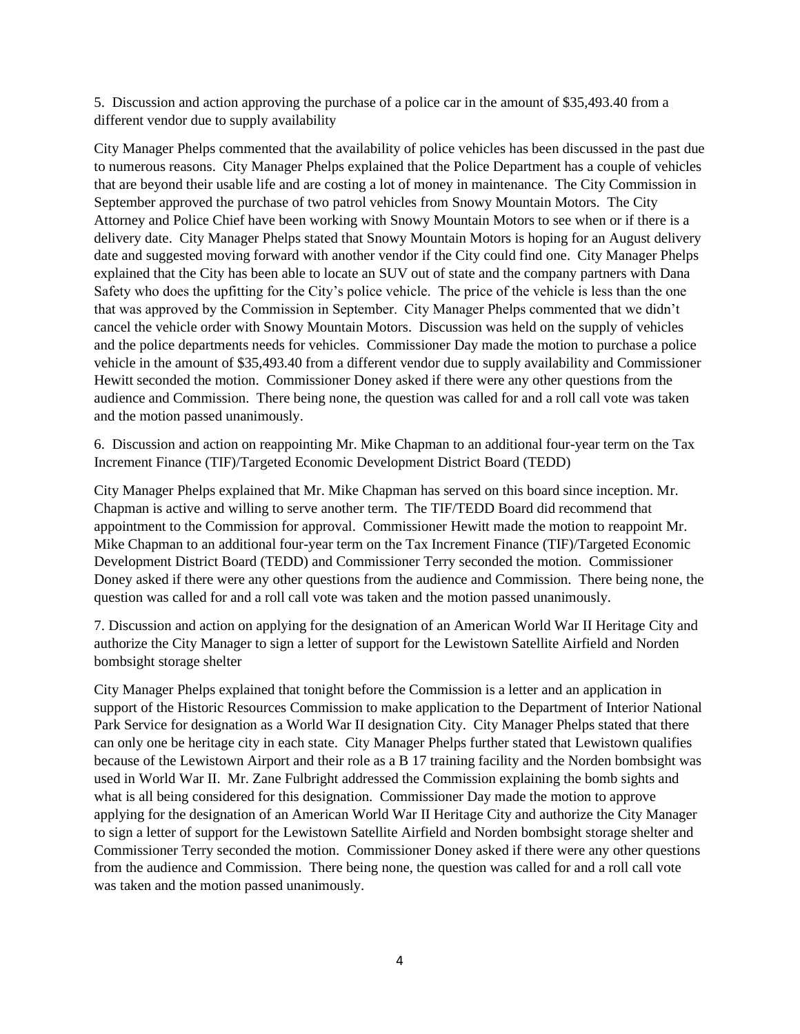5. Discussion and action approving the purchase of a police car in the amount of $35,493.40 from a different vendor due to supply availability

City Manager Phelps commented that the availability of police vehicles has been discussed in the past due to numerous reasons. City Manager Phelps explained that the Police Department has a couple of vehicles that are beyond their usable life and are costing a lot of money in maintenance. The City Commission in September approved the purchase of two patrol vehicles from Snowy Mountain Motors. The City Attorney and Police Chief have been working with Snowy Mountain Motors to see when or if there is a delivery date. City Manager Phelps stated that Snowy Mountain Motors is hoping for an August delivery date and suggested moving forward with another vendor if the City could find one. City Manager Phelps explained that the City has been able to locate an SUV out of state and the company partners with Dana Safety who does the upfitting for the City's police vehicle. The price of the vehicle is less than the one that was approved by the Commission in September. City Manager Phelps commented that we didn't cancel the vehicle order with Snowy Mountain Motors. Discussion was held on the supply of vehicles and the police departments needs for vehicles. Commissioner Day made the motion to purchase a police vehicle in the amount of $35,493.40 from a different vendor due to supply availability and Commissioner Hewitt seconded the motion. Commissioner Doney asked if there were any other questions from the audience and Commission. There being none, the question was called for and a roll call vote was taken and the motion passed unanimously.

6. Discussion and action on reappointing Mr. Mike Chapman to an additional four-year term on the Tax Increment Finance (TIF)/Targeted Economic Development District Board (TEDD)

City Manager Phelps explained that Mr. Mike Chapman has served on this board since inception. Mr. Chapman is active and willing to serve another term. The TIF/TEDD Board did recommend that appointment to the Commission for approval. Commissioner Hewitt made the motion to reappoint Mr. Mike Chapman to an additional four-year term on the Tax Increment Finance (TIF)/Targeted Economic Development District Board (TEDD) and Commissioner Terry seconded the motion. Commissioner Doney asked if there were any other questions from the audience and Commission. There being none, the question was called for and a roll call vote was taken and the motion passed unanimously.

7. Discussion and action on applying for the designation of an American World War II Heritage City and authorize the City Manager to sign a letter of support for the Lewistown Satellite Airfield and Norden bombsight storage shelter

City Manager Phelps explained that tonight before the Commission is a letter and an application in support of the Historic Resources Commission to make application to the Department of Interior National Park Service for designation as a World War II designation City. City Manager Phelps stated that there can only one be heritage city in each state. City Manager Phelps further stated that Lewistown qualifies because of the Lewistown Airport and their role as a B 17 training facility and the Norden bombsight was used in World War II. Mr. Zane Fulbright addressed the Commission explaining the bomb sights and what is all being considered for this designation. Commissioner Day made the motion to approve applying for the designation of an American World War II Heritage City and authorize the City Manager to sign a letter of support for the Lewistown Satellite Airfield and Norden bombsight storage shelter and Commissioner Terry seconded the motion. Commissioner Doney asked if there were any other questions from the audience and Commission. There being none, the question was called for and a roll call vote was taken and the motion passed unanimously.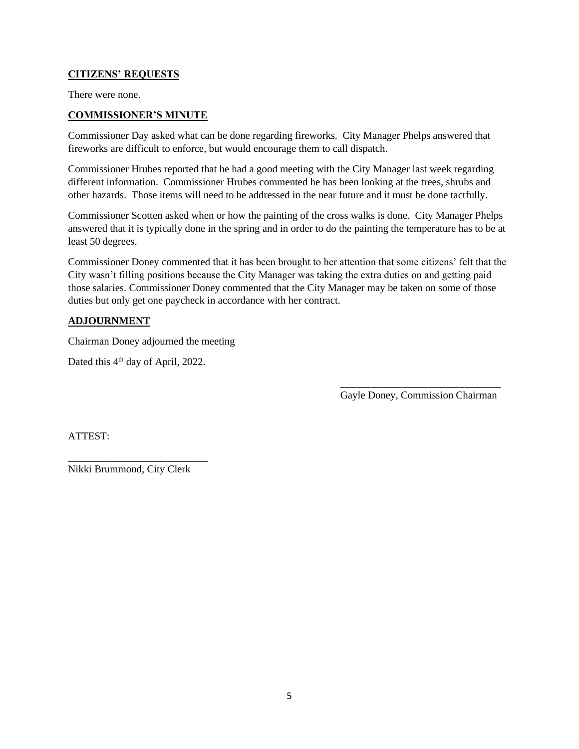## CITIZENS' REQUESTS

There were none.

## COMMISSIONER'S MINUTE

Commissioner Day asked what can be done regarding fireworks. City Manager Phelps answered that fireworks are difficult to enforce, but would encourage them to call dispatch.

Commissioner Hrubes reported that he had a good meeting with the City Manager last week regarding different information. Commissioner Hrubes commented he has been looking at the trees, shrubs and other hazards. Those items will need to be addressed in the near future and it must be done tactfully.

Commissioner Scotten asked when or how the painting of the cross walks is done. City Manager Phelps answered that it is typically done in the spring and in order to do the painting the temperature has to be at least 50 degrees.

Commissioner Doney commented that it has been brought to her attention that some citizens' felt that the City wasn't filling positions because the City Manager was taking the extra duties on and getting paid those salaries. Commissioner Doney commented that the City Manager may be taken on some of those duties but only get one paycheck in accordance with her contract.

## ADJOURNMENT

Chairman Doney adjourned the meeting

Dated this 4th day of April, 2022.

\_\_\_\_\_\_\_\_\_\_\_\_\_\_\_\_\_\_\_\_\_\_\_\_\_\_\_\_\_\_\_\_
Gayle Doney, Commission Chairman

ATTEST:

\_\_\_\_\_\_\_\_\_\_\_\_\_\_\_\_\_\_\_\_\_\_\_\_\_\_\_\_
Nikki Brummond, City Clerk